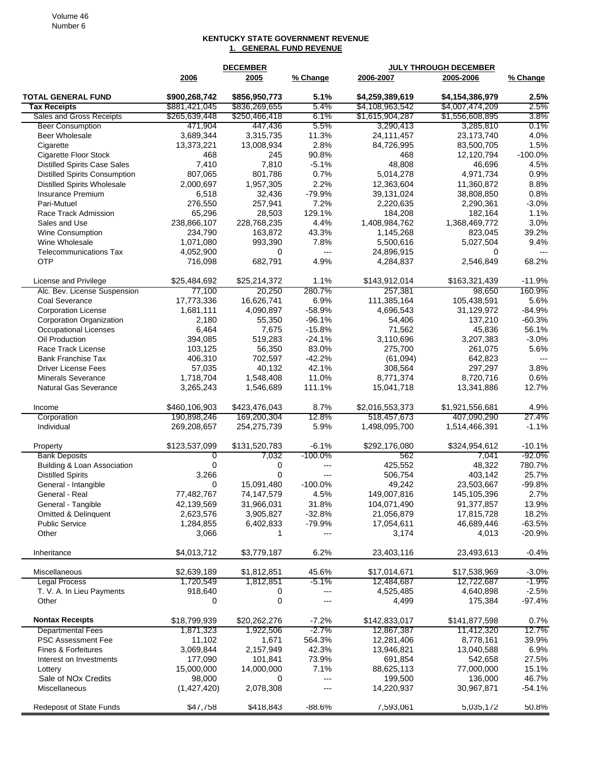## KENTUCKY STATE GOVERNMENT REVENUE

### 1. GENERAL FUND REVENUE

| | DECEMBER | | | JULY THROUGH DECEMBER | | |
|---|---|---|---|---|---|---|
| | 2006 | 2005 | % Change | 2006-2007 | 2005-2006 | % Change |
| **TOTAL GENERAL FUND** | **$900,268,742** | **$856,950,773** | **5.1%** | **$4,259,389,619** | **$4,154,386,979** | **2.5%** |
| **Tax Receipts** | $881,421,045 | $836,269,655 | 5.4% | $4,108,963,542 | $4,007,474,209 | 2.5% |
| Sales and Gross Receipts | $265,639,448 | $250,466,418 | 6.1% | $1,615,904,287 | $1,556,608,895 | 3.8% |
| Beer Consumption | 471,904 | 447,436 | 5.5% | 3,290,413 | 3,285,810 | 0.1% |
| Beer Wholesale | 3,689,344 | 3,315,735 | 11.3% | 24,111,457 | 23,173,740 | 4.0% |
| Cigarette | 13,373,221 | 13,008,934 | 2.8% | 84,726,995 | 83,500,705 | 1.5% |
| Cigarette Floor Stock | 468 | 245 | 90.8% | 468 | 12,120,794 | -100.0% |
| Distilled Spirits Case Sales | 7,410 | 7,810 | -5.1% | 48,808 | 46,696 | 4.5% |
| Distilled Spirits Consumption | 807,065 | 801,786 | 0.7% | 5,014,278 | 4,971,734 | 0.9% |
| Distilled Spirits Wholesale | 2,000,697 | 1,957,305 | 2.2% | 12,363,604 | 11,360,872 | 8.8% |
| Insurance Premium | 6,518 | 32,436 | -79.9% | 39,131,024 | 38,808,850 | 0.8% |
| Pari-Mutuel | 276,550 | 257,941 | 7.2% | 2,220,635 | 2,290,361 | -3.0% |
| Race Track Admission | 65,296 | 28,503 | 129.1% | 184,208 | 182,164 | 1.1% |
| Sales and Use | 238,866,107 | 228,768,235 | 4.4% | 1,408,984,762 | 1,368,469,772 | 3.0% |
| Wine Consumption | 234,790 | 163,872 | 43.3% | 1,145,268 | 823,045 | 39.2% |
| Wine Wholesale | 1,071,080 | 993,390 | 7.8% | 5,500,616 | 5,027,504 | 9.4% |
| Telecommunications Tax | 4,052,900 | 0 | --- | 24,896,915 | 0 | --- |
| OTP | 716,098 | 682,791 | 4.9% | 4,284,837 | 2,546,849 | 68.2% |
| | | | | | | |
| License and Privilege | $25,484,692 | $25,214,372 | 1.1% | $143,912,014 | $163,321,439 | -11.9% |
| Alc. Bev. License Suspension | 77,100 | 20,250 | 280.7% | 257,381 | 98,650 | 160.9% |
| Coal Severance | 17,773,336 | 16,626,741 | 6.9% | 111,385,164 | 105,438,591 | 5.6% |
| Corporation License | 1,681,111 | 4,090,897 | -58.9% | 4,696,543 | 31,129,972 | -84.9% |
| Corporation Organization | 2,180 | 55,350 | -96.1% | 54,406 | 137,210 | -60.3% |
| Occupational Licenses | 6,464 | 7,675 | -15.8% | 71,562 | 45,836 | 56.1% |
| Oil Production | 394,085 | 519,283 | -24.1% | 3,110,696 | 3,207,383 | -3.0% |
| Race Track License | 103,125 | 56,350 | 83.0% | 275,700 | 261,075 | 5.6% |
| Bank Franchise Tax | 406,310 | 702,597 | -42.2% | (61,094) | 642,823 | --- |
| Driver License Fees | 57,035 | 40,132 | 42.1% | 308,564 | 297,297 | 3.8% |
| Minerals Severance | 1,718,704 | 1,548,408 | 11.0% | 8,771,374 | 8,720,716 | 0.6% |
| Natural Gas Severance | 3,265,243 | 1,546,689 | 111.1% | 15,041,718 | 13,341,886 | 12.7% |
| | | | | | | |
| Income | $460,106,903 | $423,476,043 | 8.7% | $2,016,553,373 | $1,921,556,681 | 4.9% |
| Corporation | 190,898,246 | 169,200,304 | 12.8% | 518,457,673 | 407,090,290 | 27.4% |
| Individual | 269,208,657 | 254,275,739 | 5.9% | 1,498,095,700 | 1,514,466,391 | -1.1% |
| | | | | | | |
| Property | $123,537,099 | $131,520,783 | -6.1% | $292,176,080 | $324,954,612 | -10.1% |
| Bank Deposits | 0 | 7,032 | -100.0% | 562 | 7,041 | -92.0% |
| Building & Loan Association | 0 | 0 | --- | 425,552 | 48,322 | 780.7% |
| Distilled Spirits | 3,266 | 0 | --- | 506,754 | 403,142 | 25.7% |
| General - Intangible | 0 | 15,091,480 | -100.0% | 49,242 | 23,503,667 | -99.8% |
| General - Real | 77,482,767 | 74,147,579 | 4.5% | 149,007,816 | 145,105,396 | 2.7% |
| General - Tangible | 42,139,569 | 31,966,031 | 31.8% | 104,071,490 | 91,377,857 | 13.9% |
| Omitted & Delinquent | 2,623,576 | 3,905,827 | -32.8% | 21,056,879 | 17,815,728 | 18.2% |
| Public Service | 1,284,855 | 6,402,833 | -79.9% | 17,054,611 | 46,689,446 | -63.5% |
| Other | 3,066 | 1 | --- | 3,174 | 4,013 | -20.9% |
| | | | | | | |
| Inheritance | $4,013,712 | $3,779,187 | 6.2% | 23,403,116 | 23,493,613 | -0.4% |
| | | | | | | |
| Miscellaneous | $2,639,189 | $1,812,851 | 45.6% | $17,014,671 | $17,538,969 | -3.0% |
| Legal Process | 1,720,549 | 1,812,851 | -5.1% | 12,484,687 | 12,722,687 | -1.9% |
| T. V. A. In Lieu Payments | 918,640 | 0 | --- | 4,525,485 | 4,640,898 | -2.5% |
| Other | 0 | 0 | --- | 4,499 | 175,384 | -97.4% |
| | | | | | | |
| **Nontax Receipts** | $18,799,939 | $20,262,276 | -7.2% | $142,833,017 | $141,877,598 | 0.7% |
| Departmental Fees | 1,871,323 | 1,922,506 | -2.7% | 12,867,387 | 11,412,320 | 12.7% |
| PSC Assessment Fee | 11,102 | 1,671 | 564.3% | 12,281,406 | 8,778,161 | 39.9% |
| Fines & Forfeitures | 3,069,844 | 2,157,949 | 42.3% | 13,946,821 | 13,040,588 | 6.9% |
| Interest on Investments | 177,090 | 101,841 | 73.9% | 691,854 | 542,658 | 27.5% |
| Lottery | 15,000,000 | 14,000,000 | 7.1% | 88,625,113 | 77,000,000 | 15.1% |
| Sale of NOx Credits | 98,000 | 0 | --- | 199,500 | 136,000 | 46.7% |
| Miscellaneous | (1,427,420) | 2,078,308 | --- | 14,220,937 | 30,967,871 | -54.1% |
| | | | | | | |
| Redeposit of State Funds | $47,758 | $418,843 | -88.6% | 7,593,061 | 5,035,172 | 50.8% |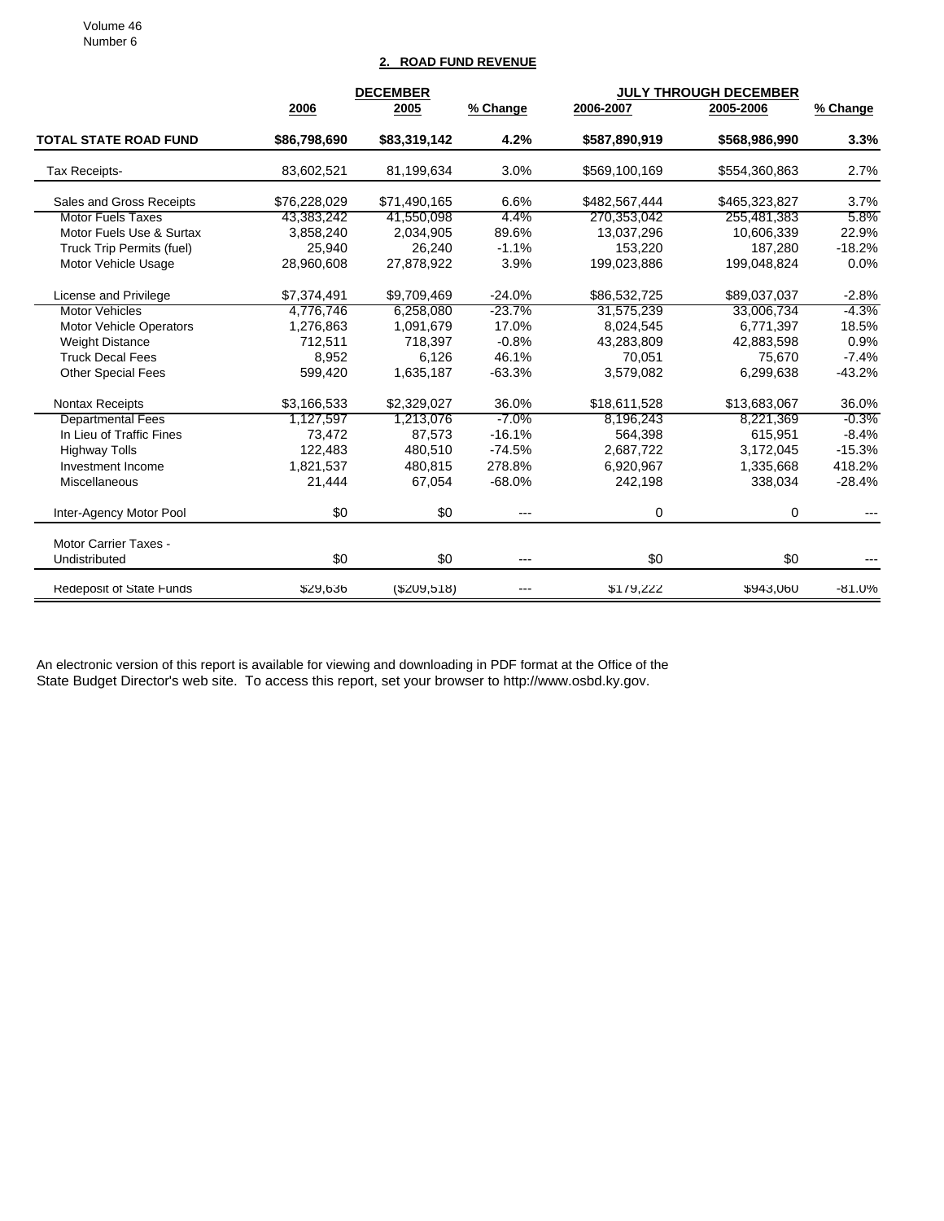## 2. ROAD FUND REVENUE

| | DECEMBER | | | JULY THROUGH DECEMBER | | |
|---|---|---|---|---|---|---|
| | 2006 | 2005 | % Change | 2006-2007 | 2005-2006 | % Change |
| **TOTAL STATE ROAD FUND** | **$86,798,690** | **$83,319,142** | **4.2%** | **$587,890,919** | **$568,986,990** | **3.3%** |
| Tax Receipts- | 83,602,521 | 81,199,634 | 3.0% | $569,100,169 | $554,360,863 | 2.7% |
| Sales and Gross Receipts | $76,228,029 | $71,490,165 | 6.6% | $482,567,444 | $465,323,827 | 3.7% |
| Motor Fuels Taxes | 43,383,242 | 41,550,098 | 4.4% | 270,353,042 | 255,481,383 | 5.8% |
| Motor Fuels Use & Surtax | 3,858,240 | 2,034,905 | 89.6% | 13,037,296 | 10,606,339 | 22.9% |
| Truck Trip Permits (fuel) | 25,940 | 26,240 | -1.1% | 153,220 | 187,280 | -18.2% |
| Motor Vehicle Usage | 28,960,608 | 27,878,922 | 3.9% | 199,023,886 | 199,048,824 | 0.0% |
| License and Privilege | $7,374,491 | $9,709,469 | -24.0% | $86,532,725 | $89,037,037 | -2.8% |
| Motor Vehicles | 4,776,746 | 6,258,080 | -23.7% | 31,575,239 | 33,006,734 | -4.3% |
| Motor Vehicle Operators | 1,276,863 | 1,091,679 | 17.0% | 8,024,545 | 6,771,397 | 18.5% |
| Weight Distance | 712,511 | 718,397 | -0.8% | 43,283,809 | 42,883,598 | 0.9% |
| Truck Decal Fees | 8,952 | 6,126 | 46.1% | 70,051 | 75,670 | -7.4% |
| Other Special Fees | 599,420 | 1,635,187 | -63.3% | 3,579,082 | 6,299,638 | -43.2% |
| Nontax Receipts | $3,166,533 | $2,329,027 | 36.0% | $18,611,528 | $13,683,067 | 36.0% |
| Departmental Fees | 1,127,597 | 1,213,076 | -7.0% | 8,196,243 | 8,221,369 | -0.3% |
| In Lieu of Traffic Fines | 73,472 | 87,573 | -16.1% | 564,398 | 615,951 | -8.4% |
| Highway Tolls | 122,483 | 480,510 | -74.5% | 2,687,722 | 3,172,045 | -15.3% |
| Investment Income | 1,821,537 | 480,815 | 278.8% | 6,920,967 | 1,335,668 | 418.2% |
| Miscellaneous | 21,444 | 67,054 | -68.0% | 242,198 | 338,034 | -28.4% |
| Inter-Agency Motor Pool | $0 | $0 | --- | 0 | 0 | --- |
| Motor Carrier Taxes - Undistributed | $0 | $0 | --- | $0 | $0 | --- |
| Redeposit of State Funds | $29,636 | ($209,518) | --- | $179,222 | $943,060 | -81.0% |

An electronic version of this report is available for viewing and downloading in PDF format at the Office of the State Budget Director's web site. To access this report, set your browser to http://www.osbd.ky.gov.